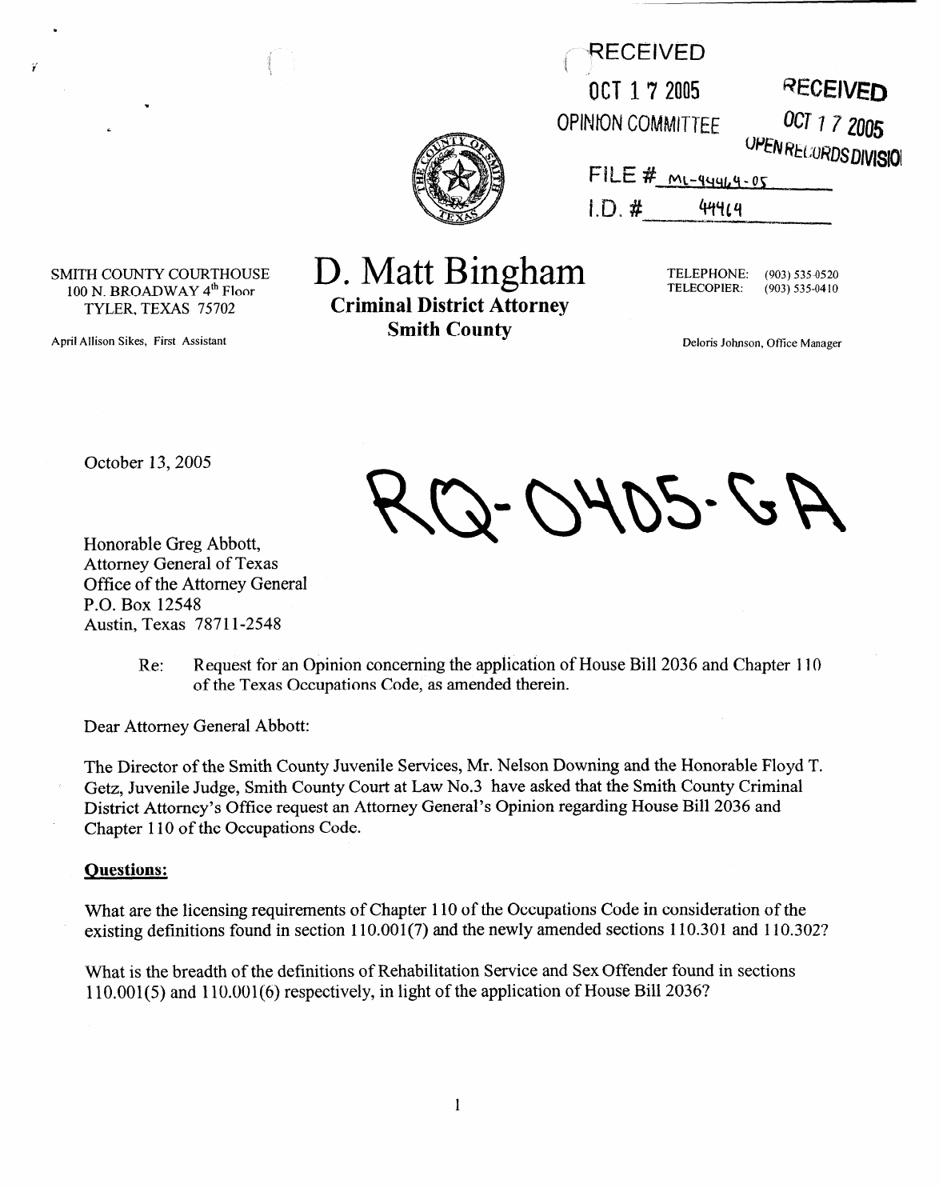RECEIVED

OCT 17 2005

OPINION COMMITTEE

RECEIVED

OCT 17 2005

OPEN RECORDS DIVISION

FILE # ML-44464-05

I.D. # 44464

SMITH COUNTY COURTHOUSE
100 N. BROADWAY 4th Floor
TYLER, TEXAS 75702

April Allison Sikes, First Assistant

# D. Matt Bingham

**Criminal District Attorney**
**Smith County**

TELEPHONE: (903) 535-0520
TELECOPIER: (903) 535-0410

Deloris Johnson, Office Manager

October 13, 2005

RQ-0405-GA

Honorable Greg Abbott,
Attorney General of Texas
Office of the Attorney General
P.O. Box 12548
Austin, Texas 78711-2548

Re: Request for an Opinion concerning the application of House Bill 2036 and Chapter 110 of the Texas Occupations Code, as amended therein.

Dear Attorney General Abbott:

The Director of the Smith County Juvenile Services, Mr. Nelson Downing and the Honorable Floyd T. Getz, Juvenile Judge, Smith County Court at Law No.3 have asked that the Smith County Criminal District Attorney's Office request an Attorney General's Opinion regarding House Bill 2036 and Chapter 110 of the Occupations Code.

**Questions:**

What are the licensing requirements of Chapter 110 of the Occupations Code in consideration of the existing definitions found in section 110.001(7) and the newly amended sections 110.301 and 110.302?

What is the breadth of the definitions of Rehabilitation Service and Sex Offender found in sections 110.001(5) and 110.001(6) respectively, in light of the application of House Bill 2036?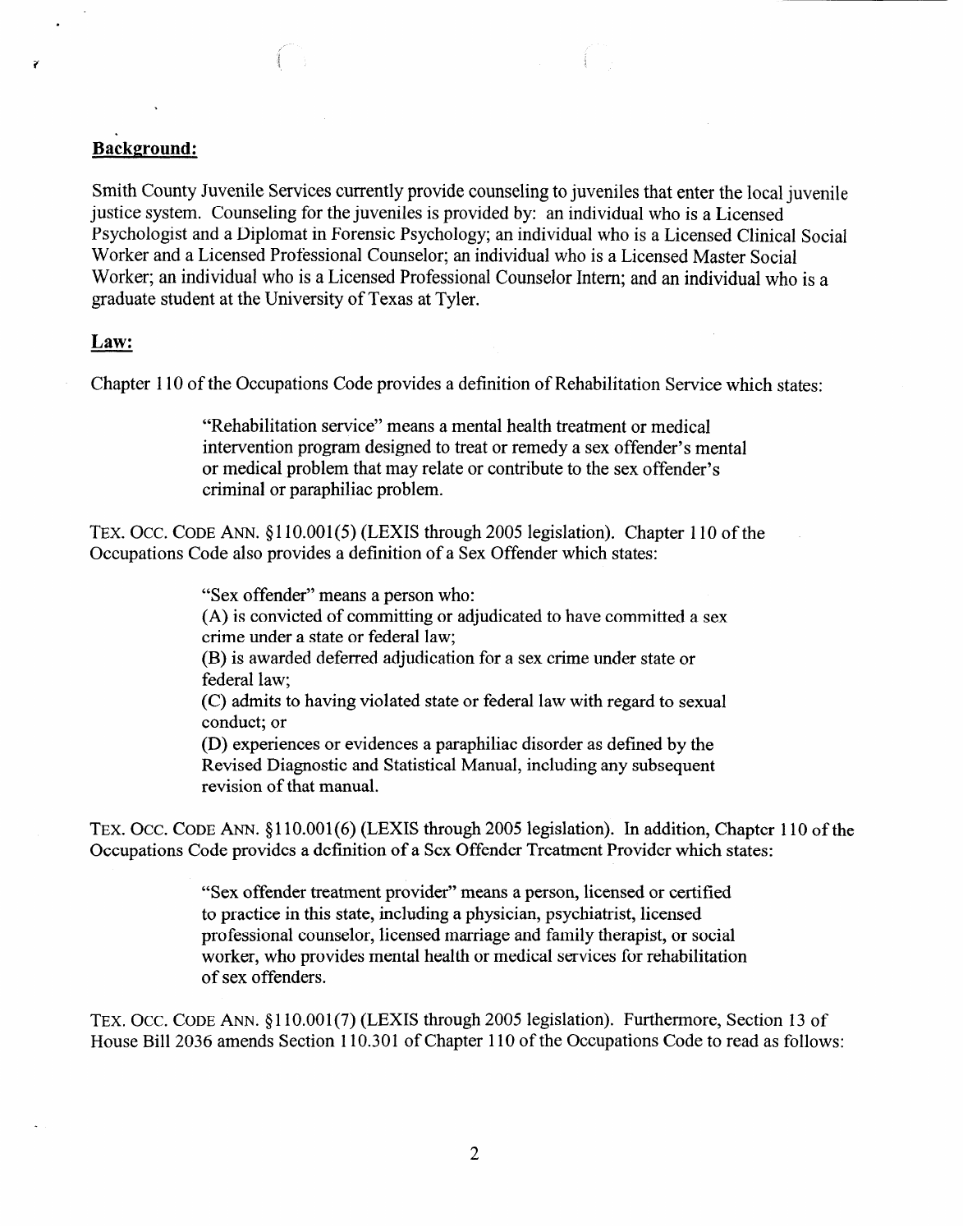**Background:**

Smith County Juvenile Services currently provide counseling to juveniles that enter the local juvenile justice system. Counseling for the juveniles is provided by: an individual who is a Licensed Psychologist and a Diplomat in Forensic Psychology; an individual who is a Licensed Clinical Social Worker and a Licensed Professional Counselor; an individual who is a Licensed Master Social Worker; an individual who is a Licensed Professional Counselor Intern; and an individual who is a graduate student at the University of Texas at Tyler.

**Law:**

Chapter 110 of the Occupations Code provides a definition of Rehabilitation Service which states:

> "Rehabilitation service" means a mental health treatment or medical intervention program designed to treat or remedy a sex offender's mental or medical problem that may relate or contribute to the sex offender's criminal or paraphiliac problem.

TEX. OCC. CODE ANN. §110.001(5) (LEXIS through 2005 legislation). Chapter 110 of the Occupations Code also provides a definition of a Sex Offender which states:

> "Sex offender" means a person who:
>
> (A) is convicted of committing or adjudicated to have committed a sex crime under a state or federal law;
>
> (B) is awarded deferred adjudication for a sex crime under state or federal law;
>
> (C) admits to having violated state or federal law with regard to sexual conduct; or
>
> (D) experiences or evidences a paraphiliac disorder as defined by the Revised Diagnostic and Statistical Manual, including any subsequent revision of that manual.

TEX. OCC. CODE ANN. §110.001(6) (LEXIS through 2005 legislation). In addition, Chapter 110 of the Occupations Code provides a definition of a Sex Offender Treatment Provider which states:

> "Sex offender treatment provider" means a person, licensed or certified to practice in this state, including a physician, psychiatrist, licensed professional counselor, licensed marriage and family therapist, or social worker, who provides mental health or medical services for rehabilitation of sex offenders.

TEX. OCC. CODE ANN. §110.001(7) (LEXIS through 2005 legislation). Furthermore, Section 13 of House Bill 2036 amends Section 110.301 of Chapter 110 of the Occupations Code to read as follows: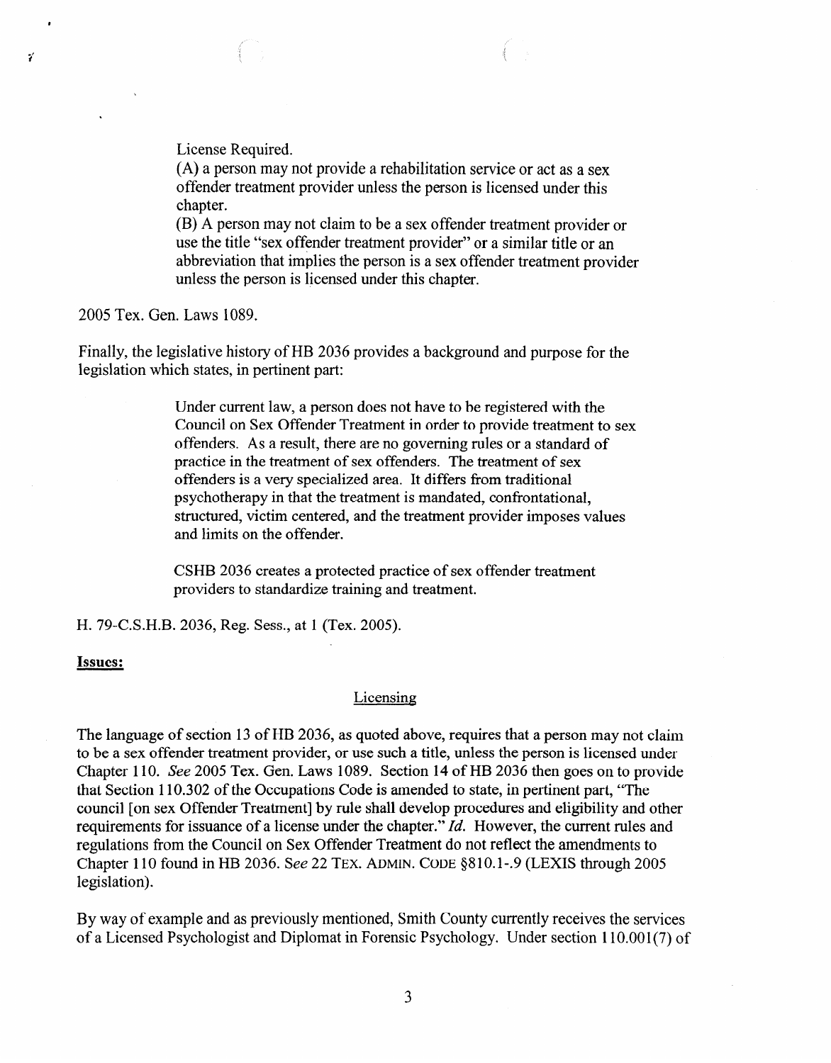> License Required.
>
> (A) a person may not provide a rehabilitation service or act as a sex offender treatment provider unless the person is licensed under this chapter.
>
> (B) A person may not claim to be a sex offender treatment provider or use the title "sex offender treatment provider" or a similar title or an abbreviation that implies the person is a sex offender treatment provider unless the person is licensed under this chapter.

2005 Tex. Gen. Laws 1089.

Finally, the legislative history of HB 2036 provides a background and purpose for the legislation which states, in pertinent part:

> Under current law, a person does not have to be registered with the Council on Sex Offender Treatment in order to provide treatment to sex offenders. As a result, there are no governing rules or a standard of practice in the treatment of sex offenders. The treatment of sex offenders is a very specialized area. It differs from traditional psychotherapy in that the treatment is mandated, confrontational, structured, victim centered, and the treatment provider imposes values and limits on the offender.
>
> CSHB 2036 creates a protected practice of sex offender treatment providers to standardize training and treatment.

H. 79-C.S.H.B. 2036, Reg. Sess., at 1 (Tex. 2005).

**Issues:**

Licensing

The language of section 13 of HB 2036, as quoted above, requires that a person may not claim to be a sex offender treatment provider, or use such a title, unless the person is licensed under Chapter 110. *See* 2005 Tex. Gen. Laws 1089. Section 14 of HB 2036 then goes on to provide that Section 110.302 of the Occupations Code is amended to state, in pertinent part, "The council [on sex Offender Treatment] by rule shall develop procedures and eligibility and other requirements for issuance of a license under the chapter." *Id.* However, the current rules and regulations from the Council on Sex Offender Treatment do not reflect the amendments to Chapter 110 found in HB 2036. *See* 22 TEX. ADMIN. CODE §810.1-.9 (LEXIS through 2005 legislation).

By way of example and as previously mentioned, Smith County currently receives the services of a Licensed Psychologist and Diplomat in Forensic Psychology. Under section 110.001(7) of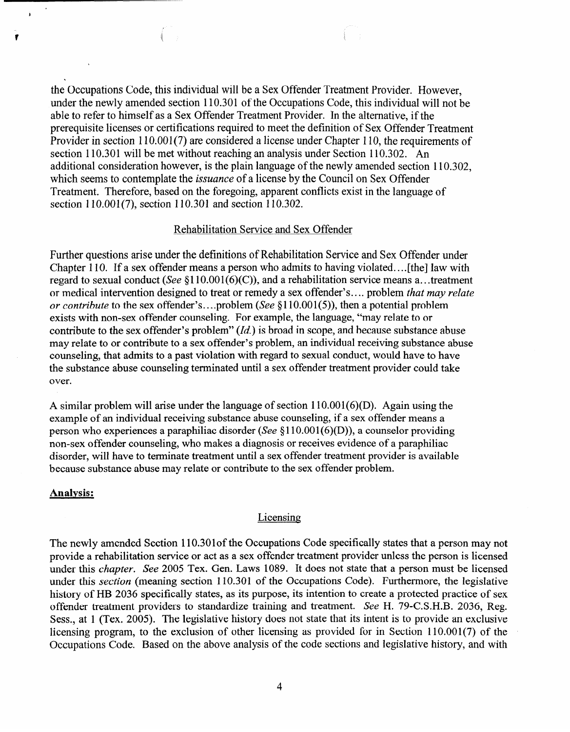the Occupations Code, this individual will be a Sex Offender Treatment Provider. However, under the newly amended section 110.301 of the Occupations Code, this individual will not be able to refer to himself as a Sex Offender Treatment Provider. In the alternative, if the prerequisite licenses or certifications required to meet the definition of Sex Offender Treatment Provider in section 110.001(7) are considered a license under Chapter 110, the requirements of section 110.301 will be met without reaching an analysis under Section 110.302. An additional consideration however, is the plain language of the newly amended section 110.302, which seems to contemplate the *issuance* of a license by the Council on Sex Offender Treatment. Therefore, based on the foregoing, apparent conflicts exist in the language of section 110.001(7), section 110.301 and section 110.302.

## Rehabilitation Service and Sex Offender

Further questions arise under the definitions of Rehabilitation Service and Sex Offender under Chapter 110. If a sex offender means a person who admits to having violated....[the] law with regard to sexual conduct (*See* §110.001(6)(C)), and a rehabilitation service means a...treatment or medical intervention designed to treat or remedy a sex offender's.... problem *that may relate or contribute* to the sex offender's....problem (*See* §110.001(5)), then a potential problem exists with non-sex offender counseling. For example, the language, "may relate to or contribute to the sex offender's problem" (*Id.*) is broad in scope, and because substance abuse may relate to or contribute to a sex offender's problem, an individual receiving substance abuse counseling, that admits to a past violation with regard to sexual conduct, would have to have the substance abuse counseling terminated until a sex offender treatment provider could take over.

A similar problem will arise under the language of section 110.001(6)(D). Again using the example of an individual receiving substance abuse counseling, if a sex offender means a person who experiences a paraphiliac disorder (*See* §110.001(6)(D)), a counselor providing non-sex offender counseling, who makes a diagnosis or receives evidence of a paraphiliac disorder, will have to terminate treatment until a sex offender treatment provider is available because substance abuse may relate or contribute to the sex offender problem.

## **Analysis:**

### Licensing

The newly amended Section 110.301of the Occupations Code specifically states that a person may not provide a rehabilitation service or act as a sex offender treatment provider unless the person is licensed under this *chapter*. *See* 2005 Tex. Gen. Laws 1089. It does not state that a person must be licensed under this *section* (meaning section 110.301 of the Occupations Code). Furthermore, the legislative history of HB 2036 specifically states, as its purpose, its intention to create a protected practice of sex offender treatment providers to standardize training and treatment. *See* H. 79-C.S.H.B. 2036, Reg. Sess., at 1 (Tex. 2005). The legislative history does not state that its intent is to provide an exclusive licensing program, to the exclusion of other licensing as provided for in Section 110.001(7) of the Occupations Code. Based on the above analysis of the code sections and legislative history, and with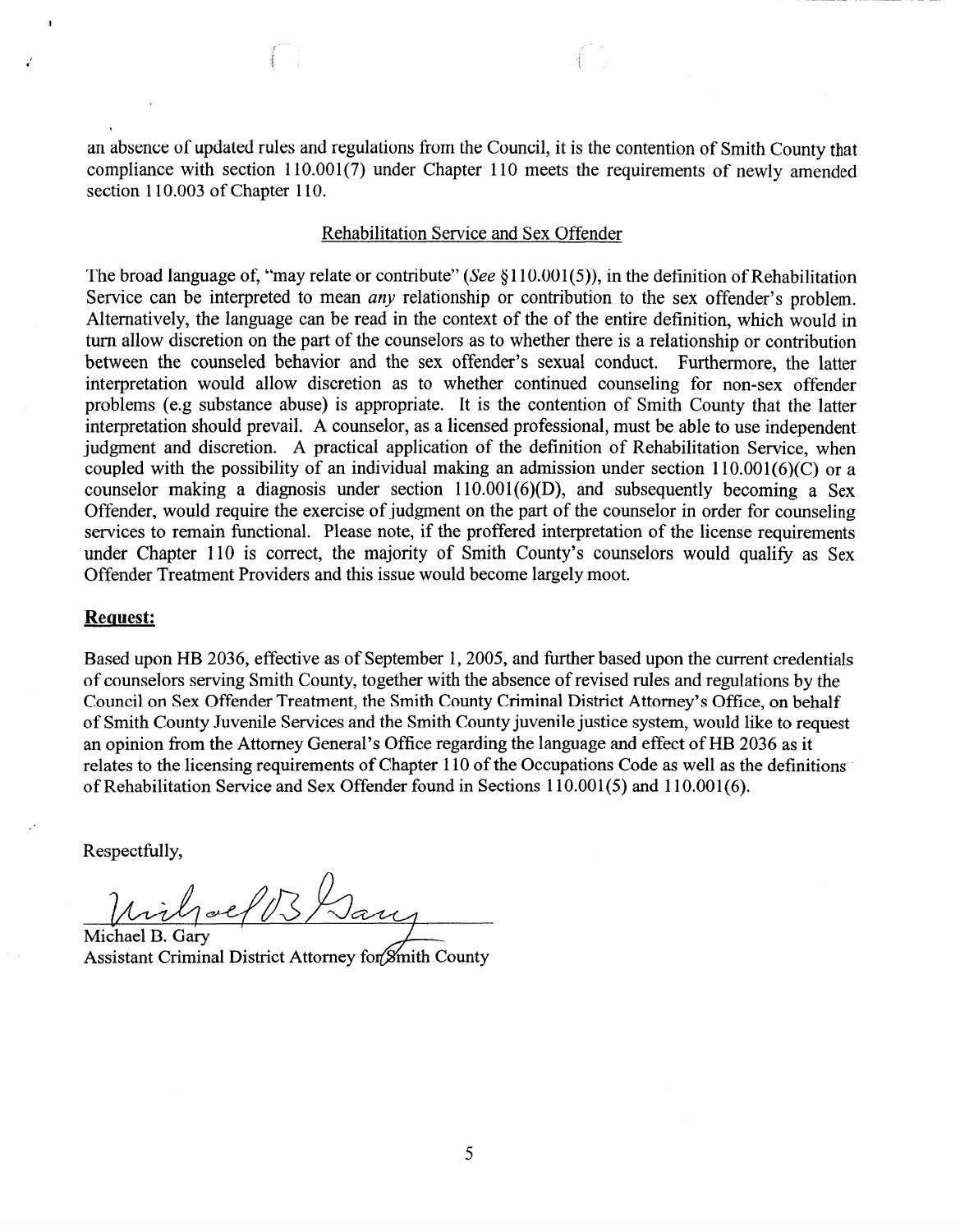an absence of updated rules and regulations from the Council, it is the contention of Smith County that compliance with section 110.001(7) under Chapter 110 meets the requirements of newly amended section 110.003 of Chapter 110.

## Rehabilitation Service and Sex Offender

The broad language of, "may relate or contribute" (*See* §110.001(5)), in the definition of Rehabilitation Service can be interpreted to mean *any* relationship or contribution to the sex offender's problem. Alternatively, the language can be read in the context of the of the entire definition, which would in turn allow discretion on the part of the counselors as to whether there is a relationship or contribution between the counseled behavior and the sex offender's sexual conduct. Furthermore, the latter interpretation would allow discretion as to whether continued counseling for non-sex offender problems (e.g substance abuse) is appropriate. It is the contention of Smith County that the latter interpretation should prevail. A counselor, as a licensed professional, must be able to use independent judgment and discretion. A practical application of the definition of Rehabilitation Service, when coupled with the possibility of an individual making an admission under section 110.001(6)(C) or a counselor making a diagnosis under section 110.001(6)(D), and subsequently becoming a Sex Offender, would require the exercise of judgment on the part of the counselor in order for counseling services to remain functional. Please note, if the proffered interpretation of the license requirements under Chapter 110 is correct, the majority of Smith County's counselors would qualify as Sex Offender Treatment Providers and this issue would become largely moot.

## Request:

Based upon HB 2036, effective as of September 1, 2005, and further based upon the current credentials of counselors serving Smith County, together with the absence of revised rules and regulations by the Council on Sex Offender Treatment, the Smith County Criminal District Attorney's Office, on behalf of Smith County Juvenile Services and the Smith County juvenile justice system, would like to request an opinion from the Attorney General's Office regarding the language and effect of HB 2036 as it relates to the licensing requirements of Chapter 110 of the Occupations Code as well as the definitions of Rehabilitation Service and Sex Offender found in Sections 110.001(5) and 110.001(6).

Respectfully,

Michael B. Gary
Assistant Criminal District Attorney for Smith County